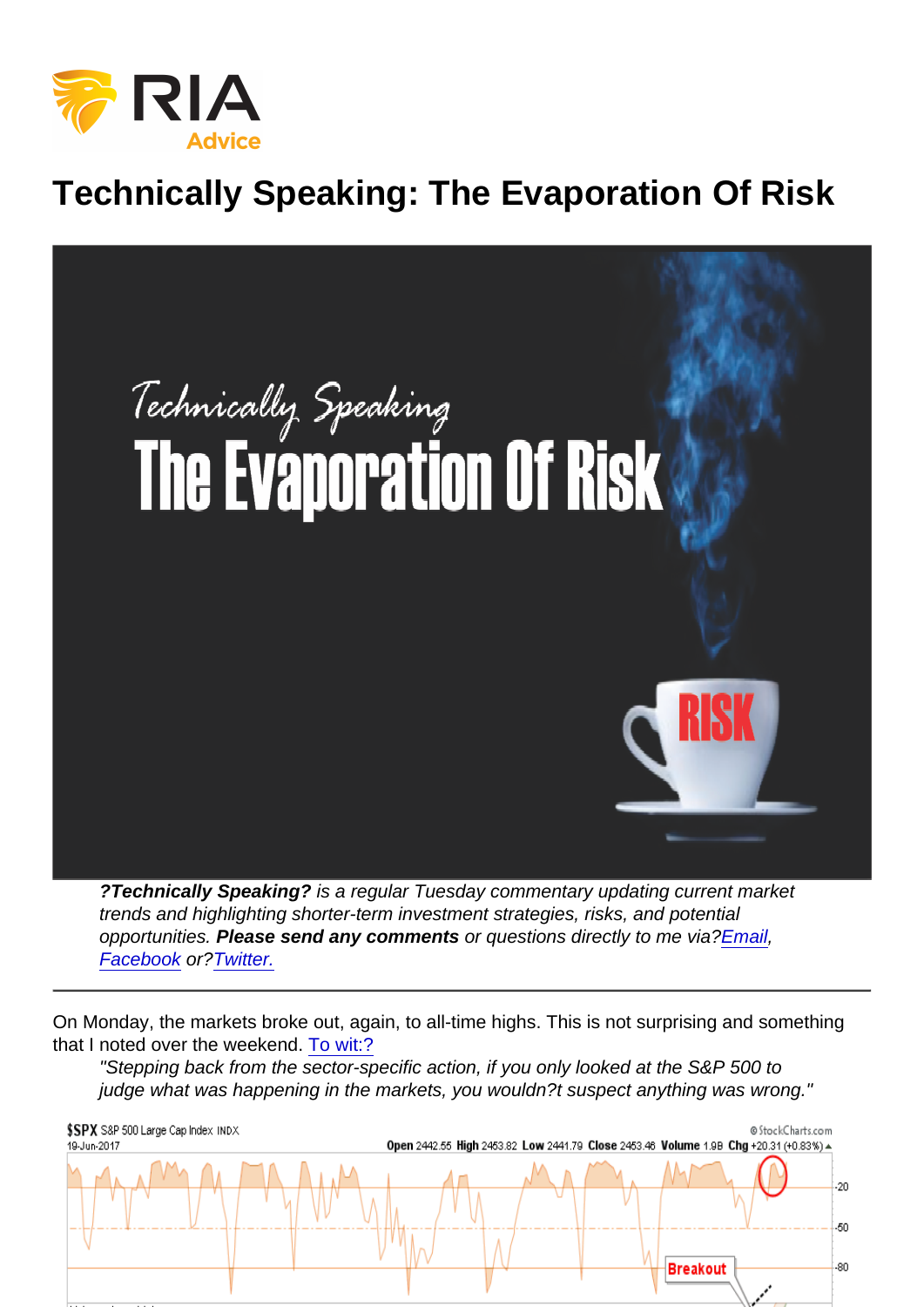# Technically Speaking: The Evaporation Of Risk

*?**Technically Speaking?** is a regular Tuesday commentary updating current market trends and highlighting shorter-term investment strategies, risks, and potential opportunities. **Please send any comments** or questions directly to me via?Email, Facebook or?Twitter.*

---

On Monday, the markets broke out, again, to all-time highs. This is not surprising and something that I noted over the weekend. To wit:?

*"Stepping back from the sector-specific action, if you only looked at the S&P 500 to judge what was happening in the markets, you wouldn?t suspect anything was wrong."*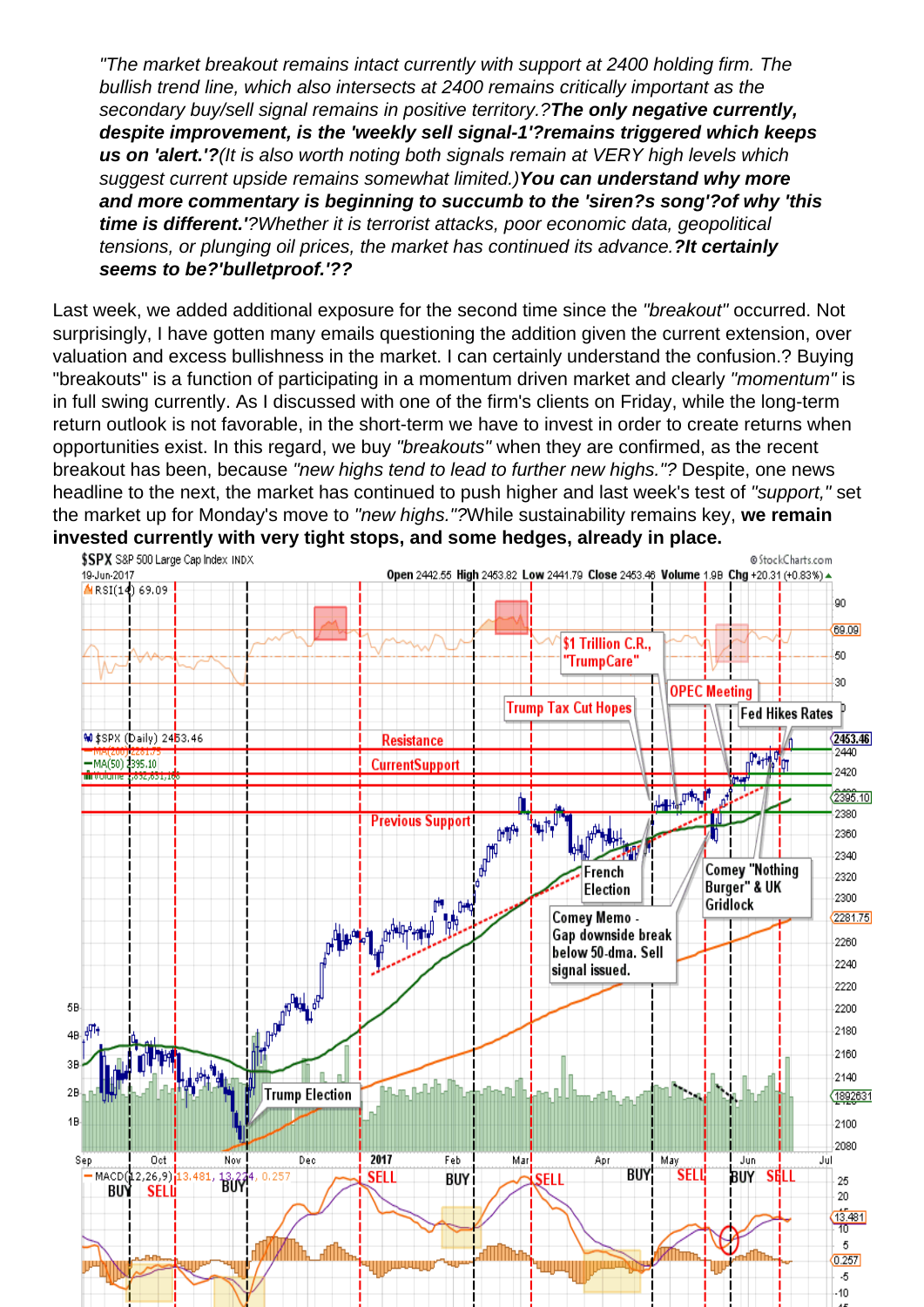*"The market breakout remains intact currently with support at 2400 holding firm. The bullish trend line, which also intersects at 2400 remains critically important as the secondary buy/sell signal remains in positive territory.?**The only negative currently, despite improvement, is the 'weekly sell signal-1'?remains triggered which keeps us on 'alert.'?**(It is also worth noting both signals remain at VERY high levels which suggest current upside remains somewhat limited.)**You can understand why more and more commentary is beginning to succumb to the 'siren?s song'?of why 'this time is different.'**?Whether it is terrorist attacks, poor economic data, geopolitical tensions, or plunging oil prices, the market has continued its advance.**?It certainly seems to be?'bulletproof.'??***

Last week, we added additional exposure for the second time since the *"breakout"* occurred. Not surprisingly, I have gotten many emails questioning the addition given the current extension, over valuation and excess bullishness in the market. I can certainly understand the confusion.? Buying "breakouts" is a function of participating in a momentum driven market and clearly *"momentum"* is in full swing currently. As I discussed with one of the firm's clients on Friday, while the long-term return outlook is not favorable, in the short-term we have to invest in order to create returns when opportunities exist. In this regard, we buy *"breakouts"* when they are confirmed, as the recent breakout has been, because *"new highs tend to lead to further new highs."*? Despite, one news headline to the next, the market has continued to push higher and last week's test of *"support,"* set the market up for Monday's move to *"new highs."*?While sustainability remains key, **we remain invested currently with very tight stops, and some hedges, already in place.**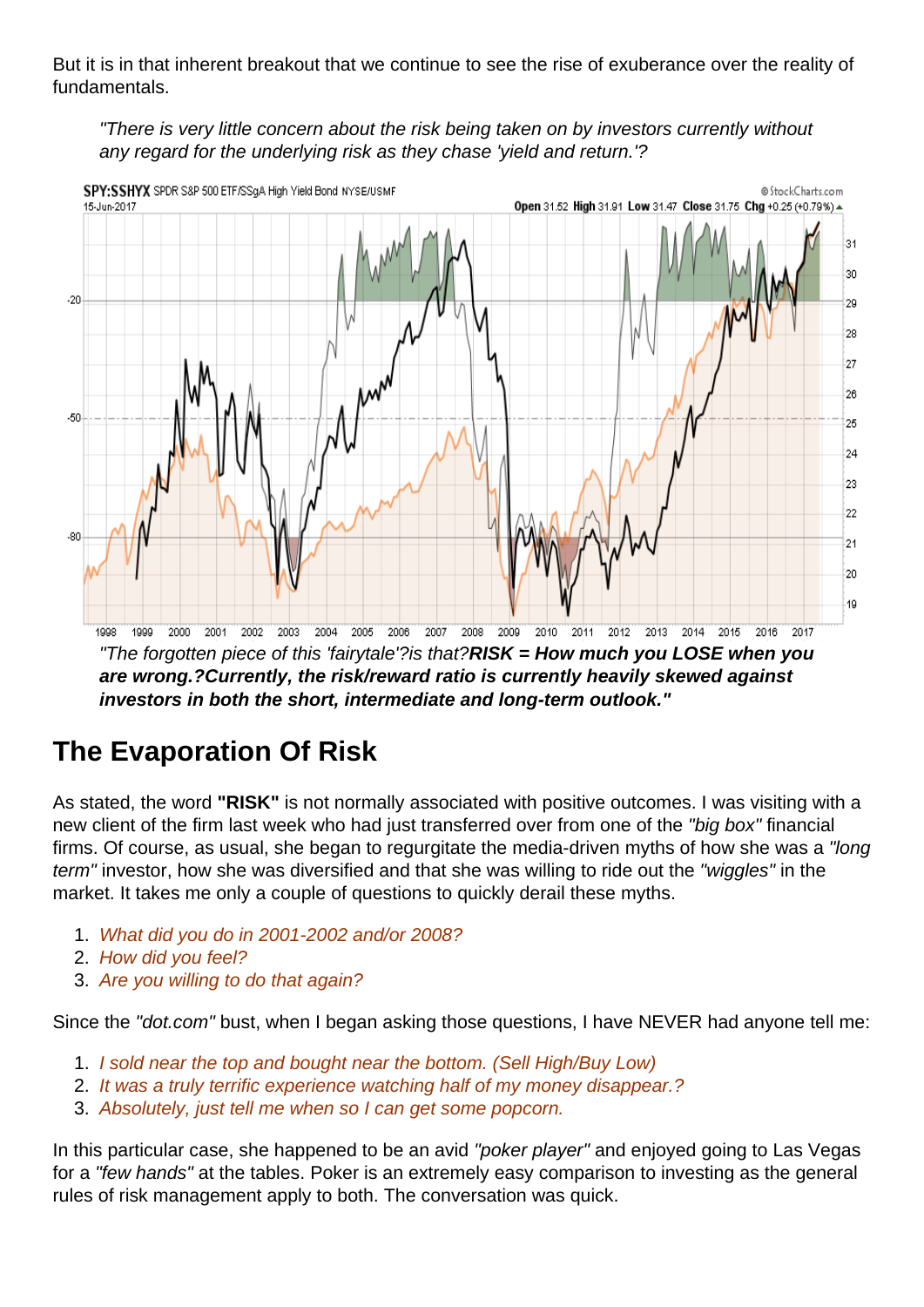But it is in that inherent breakout that we continue to see the rise of exuberance over the reality of fundamentals.

> *"There is very little concern about the risk being taken on by investors currently without any regard for the underlying risk as they chase 'yield and return.'?*

> *"The forgotten piece of this 'fairytale'?is that?**RISK = How much you LOSE when you are wrong.?Currently, the risk/reward ratio is currently heavily skewed against investors in both the short, intermediate and long-term outlook."***

## The Evaporation Of Risk

As stated, the word **"RISK"** is not normally associated with positive outcomes. I was visiting with a new client of the firm last week who had just transferred over from one of the *"big box"* financial firms. Of course, as usual, she began to regurgitate the media-driven myths of how she was a *"long term"* investor, how she was diversified and that she was willing to ride out the *"wiggles"* in the market. It takes me only a couple of questions to quickly derail these myths.

1. *What did you do in 2001-2002 and/or 2008?*
2. *How did you feel?*
3. *Are you willing to do that again?*

Since the *"dot.com"* bust, when I began asking those questions, I have NEVER had anyone tell me:

1. *I sold near the top and bought near the bottom. (Sell High/Buy Low)*
2. *It was a truly terrific experience watching half of my money disappear.?*
3. *Absolutely, just tell me when so I can get some popcorn.*

In this particular case, she happened to be an avid *"poker player"* and enjoyed going to Las Vegas for a *"few hands"* at the tables. Poker is an extremely easy comparison to investing as the general rules of risk management apply to both. The conversation was quick.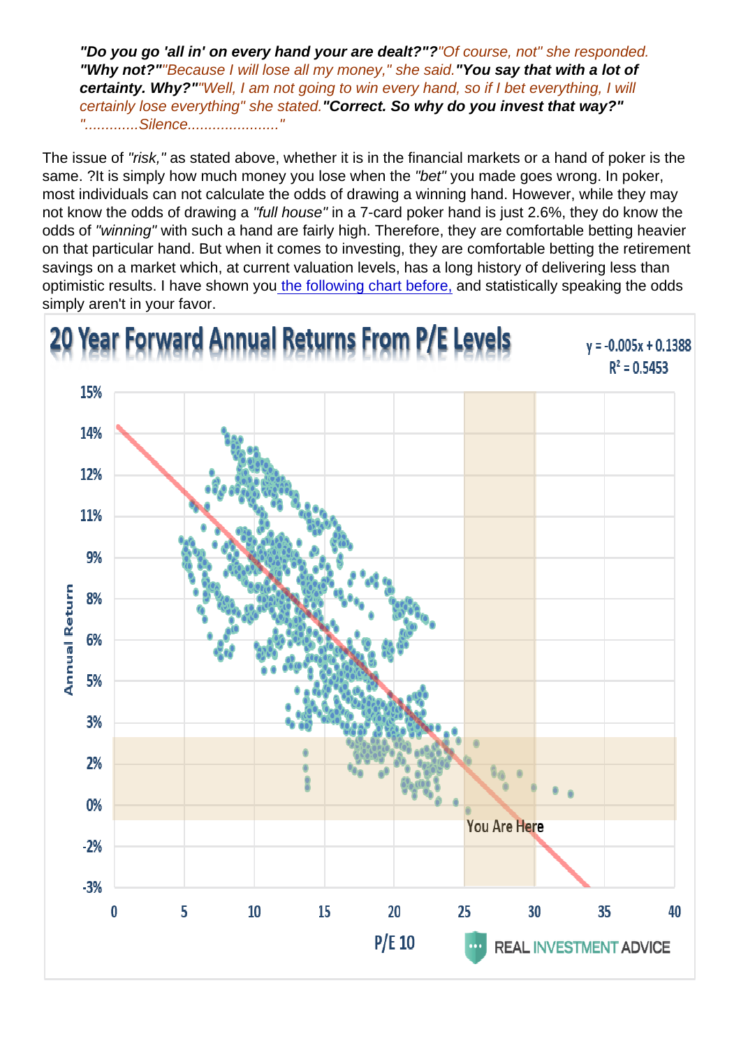***"Do you go 'all in' on every hand your are dealt?"?*** *"Of course, not" she responded.* ***"Why not?"*** *"Because I will lose all my money," she said.* ***"You say that with a lot of certainty. Why?"*** *"Well, I am not going to win every hand, so if I bet everything, I will certainly lose everything" she stated.* ***"Correct. So why do you invest that way?"*** *".............Silence......................"*

The issue of *"risk,"* as stated above, whether it is in the financial markets or a hand of poker is the same. ?It is simply how much money you lose when the *"bet"* you made goes wrong. In poker, most individuals can not calculate the odds of drawing a winning hand. However, while they may not know the odds of drawing a *"full house"* in a 7-card poker hand is just 2.6%, they do know the odds of *"winning"* with such a hand are fairly high. Therefore, they are comfortable betting heavier on that particular hand. But when it comes to investing, they are comfortable betting the retirement savings on a market which, at current valuation levels, has a long history of delivering less than optimistic results. I have shown you the following chart before, and statistically speaking the odds simply aren't in your favor.

**20 Year Forward Annual Returns From P/E Levels**

$y = -0.005x + 0.1388$
$R^2 = 0.5453$

You Are Here

REAL INVESTMENT ADVICE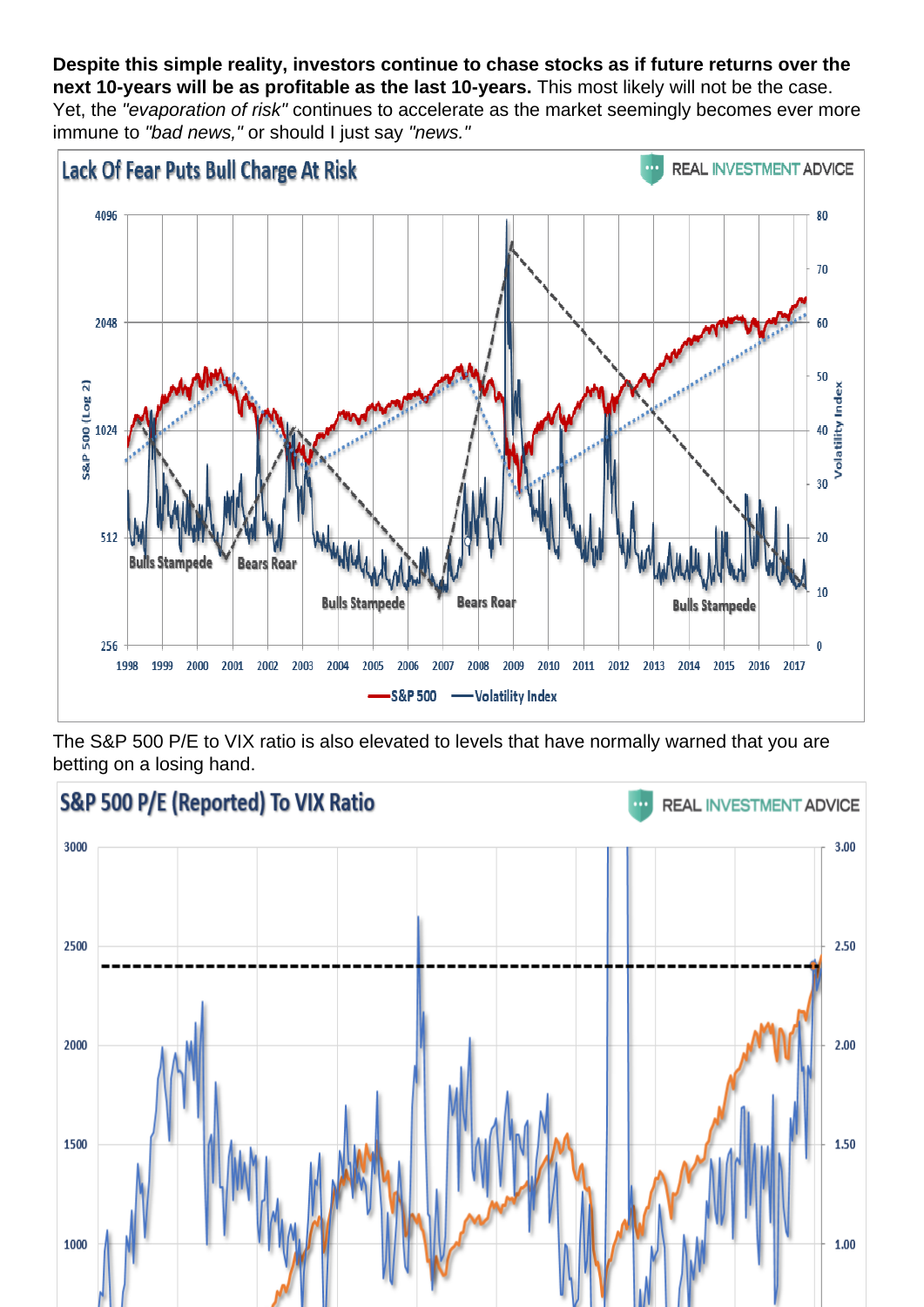**Despite this simple reality, investors continue to chase stocks as if future returns over the next 10-years will be as profitable as the last 10-years.** This most likely will not be the case. Yet, the *"evaporation of risk"* continues to accelerate as the market seemingly becomes ever more immune to *"bad news,"* or should I just say *"news."*

The S&P 500 P/E to VIX ratio is also elevated to levels that have normally warned that you are betting on a losing hand.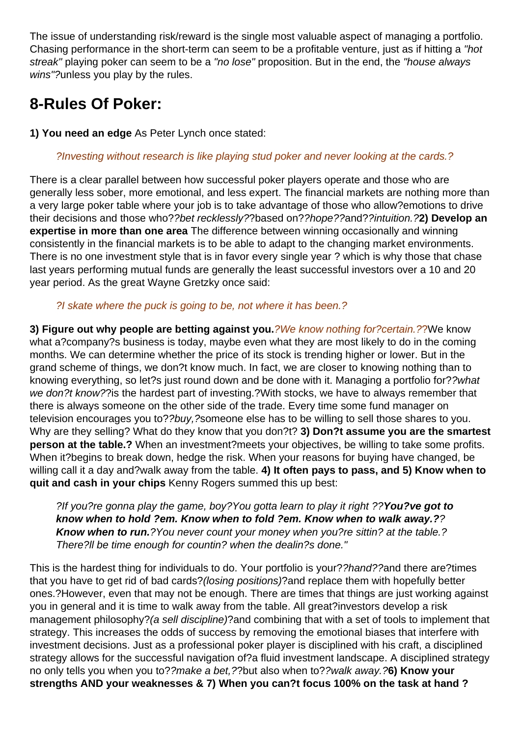The issue of understanding risk/reward is the single most valuable aspect of managing a portfolio. Chasing performance in the short-term can seem to be a profitable venture, just as if hitting a *"hot streak"* playing poker can seem to be a *"no lose"* proposition. But in the end, the *"house always wins"?*unless you play by the rules.

## 8-Rules Of Poker:

**1) You need an edge** As Peter Lynch once stated:

> *?Investing without research is like playing stud poker and never looking at the cards.?*

There is a clear parallel between how successful poker players operate and those who are generally less sober, more emotional, and less expert. The financial markets are nothing more than a very large poker table where your job is to take advantage of those who allow?emotions to drive their decisions and those who??*bet recklessly?*?based on??*hope??*and??*intuition.?***2) Develop an expertise in more than one area** The difference between winning occasionally and winning consistently in the financial markets is to be able to adapt to the changing market environments. There is no one investment style that is in favor every single year ? which is why those that chase last years performing mutual funds are generally the least successful investors over a 10 and 20 year period. As the great Wayne Gretzky once said:

> *?I skate where the puck is going to be, not where it has been.?*

**3) Figure out why people are betting against you.***?We know nothing for?certain.??*We know what a?company?s business is today, maybe even what they are most likely to do in the coming months. We can determine whether the price of its stock is trending higher or lower. But in the grand scheme of things, we don?t know much. In fact, we are closer to knowing nothing than to knowing everything, so let?s just round down and be done with it. Managing a portfolio for??*what we don?t know?*?is the hardest part of investing.?With stocks, we have to always remember that there is always someone on the other side of the trade. Every time some fund manager on television encourages you to??*buy,?*someone else has to be willing to sell those shares to you. Why are they selling? What do they know that you don?t? **3) Don?t assume you are the smartest person at the table.?** When an investment?meets your objectives, be willing to take some profits. When it?begins to break down, hedge the risk. When your reasons for buying have changed, be willing call it a day and?walk away from the table. **4) It often pays to pass, and 5) Know when to quit and cash in your chips** Kenny Rogers summed this up best:

> *?If you?re gonna play the game, boy?You gotta learn to play it right ??**You?ve got to know when to hold ?em. Know when to fold ?em. Know when to walk away.?**? **Know when to run.**?You never count your money when you?re sittin? at the table.? There?ll be time enough for countin? when the dealin?s done."*

This is the hardest thing for individuals to do. Your portfolio is your??*hand??*and there are?times that you have to get rid of bad cards?*(losing positions)*?and replace them with hopefully better ones.?However, even that may not be enough. There are times that things are just working against you in general and it is time to walk away from the table. All great?investors develop a risk management philosophy?*(a sell discipline)*?and combining that with a set of tools to implement that strategy. This increases the odds of success by removing the emotional biases that interfere with investment decisions. Just as a professional poker player is disciplined with his craft, a disciplined strategy allows for the successful navigation of?a fluid investment landscape. A disciplined strategy no only tells you when you to??*make a bet,?*?but also when to??*walk away.?***6) Know your strengths AND your weaknesses & 7) When you can?t focus 100% on the task at hand ?**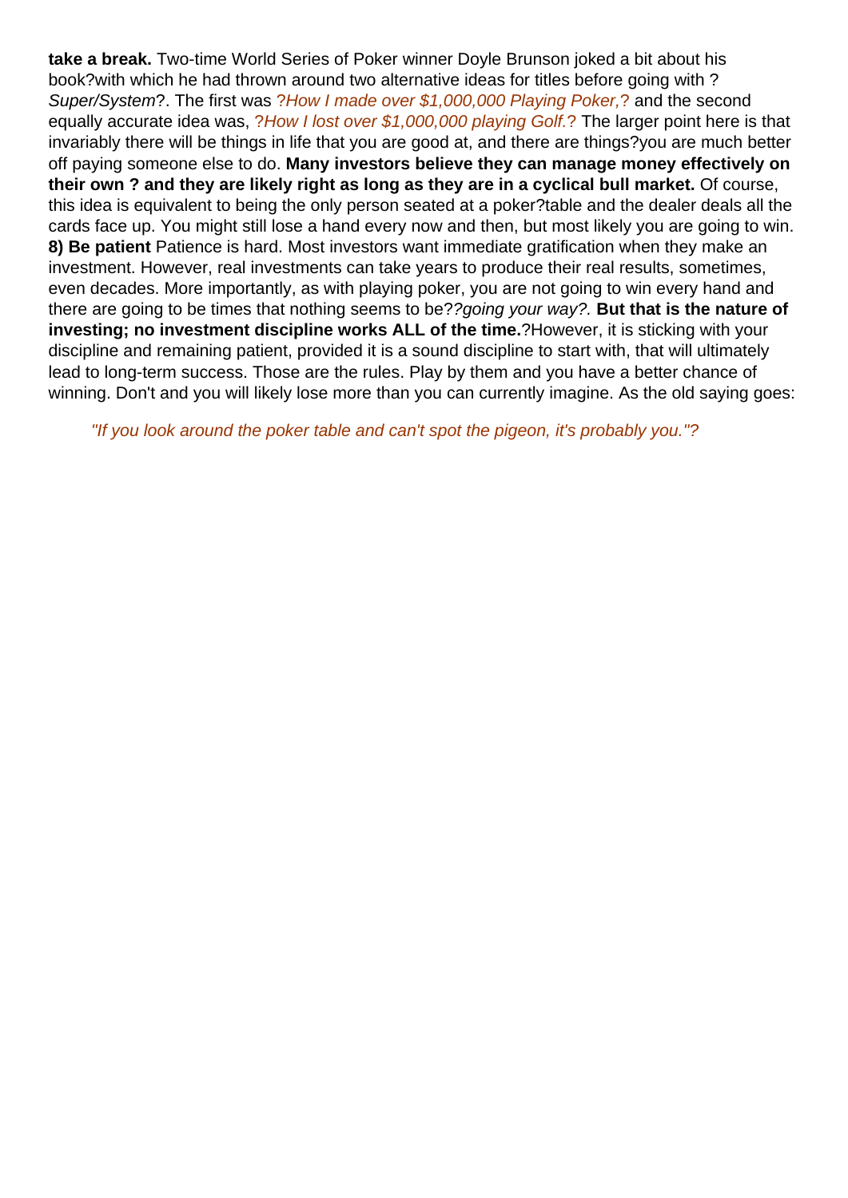**take a break.** Two-time World Series of Poker winner Doyle Brunson joked a bit about his book?with which he had thrown around two alternative ideas for titles before going with ?*Super/System*?. The first was *?How I made over $1,000,000 Playing Poker,?* and the second equally accurate idea was, *?How I lost over $1,000,000 playing Golf.?* The larger point here is that invariably there will be things in life that you are good at, and there are things?you are much better off paying someone else to do. **Many investors believe they can manage money effectively on their own ? and they are likely right as long as they are in a cyclical bull market.** Of course, this idea is equivalent to being the only person seated at a poker?table and the dealer deals all the cards face up. You might still lose a hand every now and then, but most likely you are going to win. **8) Be patient** Patience is hard. Most investors want immediate gratification when they make an investment. However, real investments can take years to produce their real results, sometimes, even decades. More importantly, as with playing poker, you are not going to win every hand and there are going to be times that nothing seems to be??*going your way?.* **But that is the nature of investing; no investment discipline works ALL of the time.**?However, it is sticking with your discipline and remaining patient, provided it is a sound discipline to start with, that will ultimately lead to long-term success. Those are the rules. Play by them and you have a better chance of winning. Don't and you will likely lose more than you can currently imagine. As the old saying goes:

> *"If you look around the poker table and can't spot the pigeon, it's probably you."?*